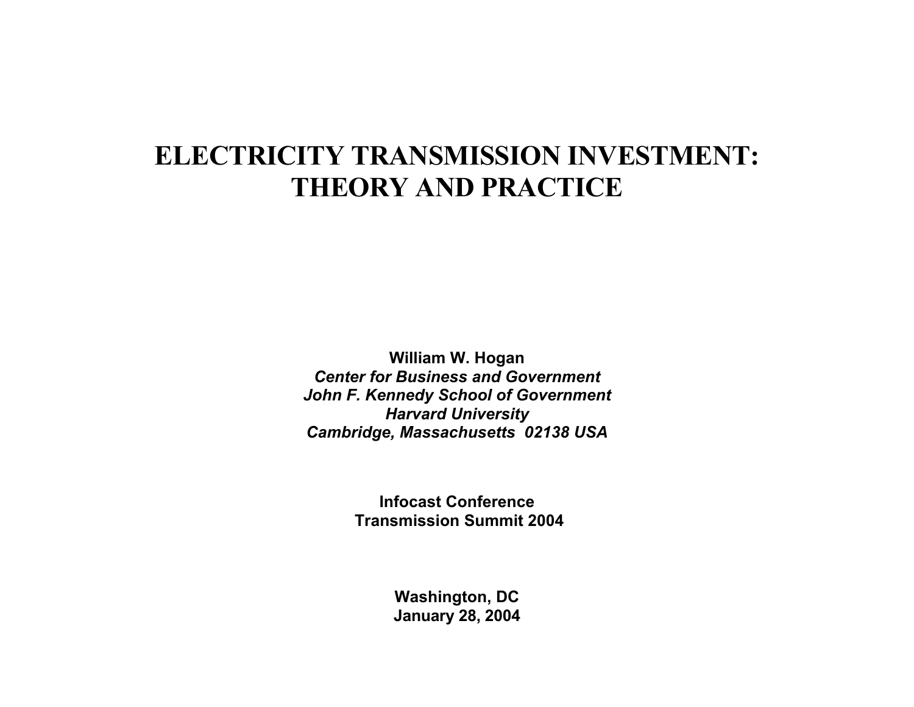# ELECTRICITY TRANSMISSION INVESTMENT: THEORY AND PRACTICE

**William W. Hogan**
***Center for Business and Government***
***John F. Kennedy School of Government***
***Harvard University***
***Cambridge, Massachusetts 02138 USA***

**Infocast Conference**
**Transmission Summit 2004**

**Washington, DC**
**January 28, 2004**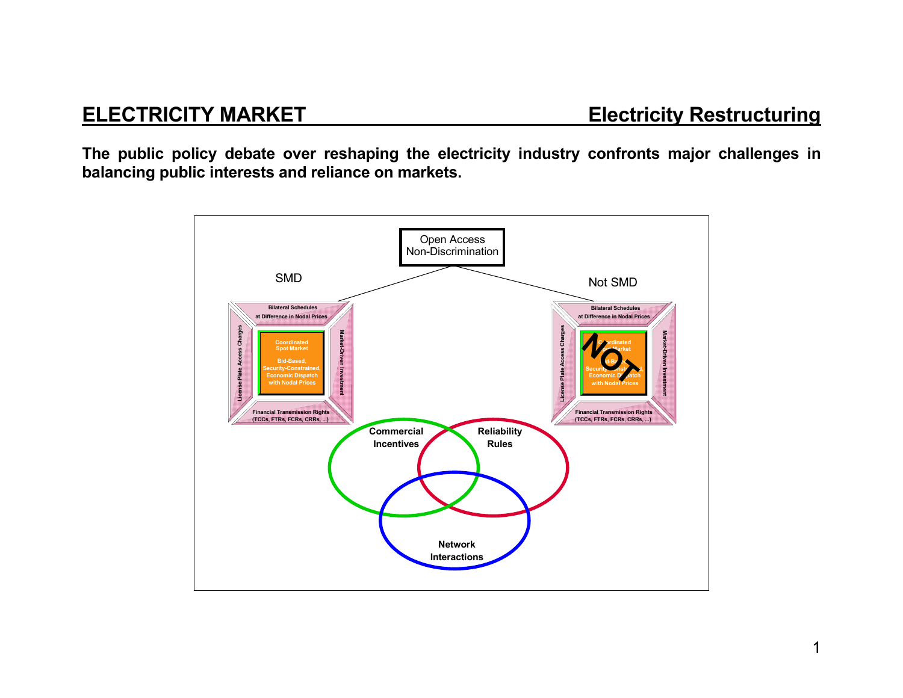## ELECTRICITY MARKET — Electricity Restructuring

**The public policy debate over reshaping the electricity industry confronts major challenges in balancing public interests and reliance on markets.**

Open Access
Non-Discrimination

SMD

Not SMD

Bilateral Schedules
at Difference in Nodal Prices

License Plate Access Charges

Coordinated
Spot Market

Bid-Based,
Security-Constrained,
Economic Dispatch
with Nodal Prices

Market-Driven Investment

Financial Transmission Rights
(TCCs, FTRs, FCRs, CRRs, ...)

NOT

Commercial
Incentives

Reliability
Rules

Network
Interactions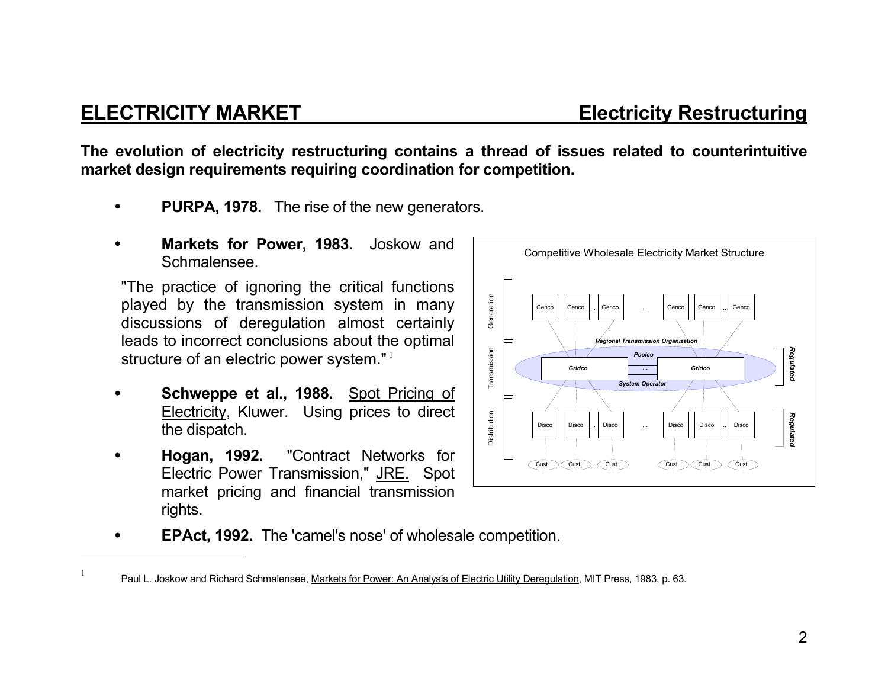## ELECTRICITY MARKET — Electricity Restructuring

**The evolution of electricity restructuring contains a thread of issues related to counterintuitive market design requirements requiring coordination for competition.**

- **PURPA, 1978.** The rise of the new generators.

- **Markets for Power, 1983.** Joskow and Schmalensee.

  "The practice of ignoring the critical functions played by the transmission system in many discussions of deregulation almost certainly leads to incorrect conclusions about the optimal structure of an electric power system."[1]

- **Schweppe et al., 1988.** Spot Pricing of Electricity, Kluwer. Using prices to direct the dispatch.

- **Hogan, 1992.** "Contract Networks for Electric Power Transmission," JRE. Spot market pricing and financial transmission rights.

- **EPAct, 1992.** The 'camel's nose' of wholesale competition.

Competitive Wholesale Electricity Market Structure

Generation: Genco, Genco ... Genco ... Genco, Genco ... Genco

Transmission: Regional Transmission Organization — Poolco — Gridco ... Gridco — System Operator (Regulated)

Distribution: Disco, Disco ... Disco ... Disco, Disco ... Disco (Regulated)

Cust., Cust. ... Cust. Cust., Cust. ... Cust.

---

[1] Paul L. Joskow and Richard Schmalensee, Markets for Power: An Analysis of Electric Utility Deregulation, MIT Press, 1983, p. 63.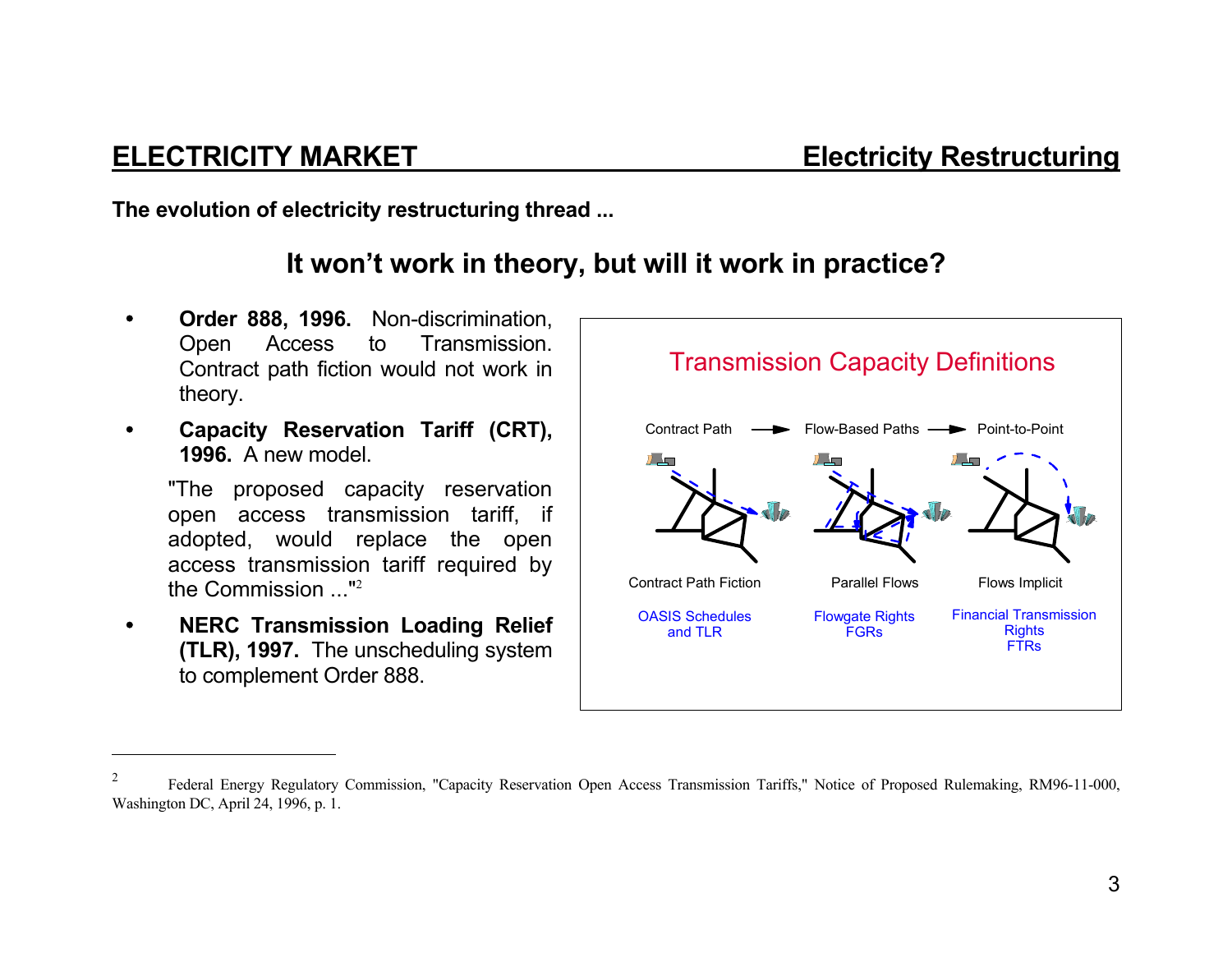**The evolution of electricity restructuring thread ...**

## It won't work in theory, but will it work in practice?

- **Order 888, 1996.** Non-discrimination, Open Access to Transmission. Contract path fiction would not work in theory.
- **Capacity Reservation Tariff (CRT), 1996.** A new model.

  "The proposed capacity reservation open access transmission tariff, if adopted, would replace the open access transmission tariff required by the Commission ..."[2]

- **NERC Transmission Loading Relief (TLR), 1997.** The unscheduling system to complement Order 888.

### Transmission Capacity Definitions

| Contract Path → | Flow-Based Paths → | Point-to-Point |
|---|---|---|
| Contract Path Fiction | Parallel Flows | Flows Implicit |
| OASIS Schedules and TLR | Flowgate Rights FGRs | Financial Transmission Rights FTRs |

---

[2] Federal Energy Regulatory Commission, "Capacity Reservation Open Access Transmission Tariffs," Notice of Proposed Rulemaking, RM96-11-000, Washington DC, April 24, 1996, p. 1.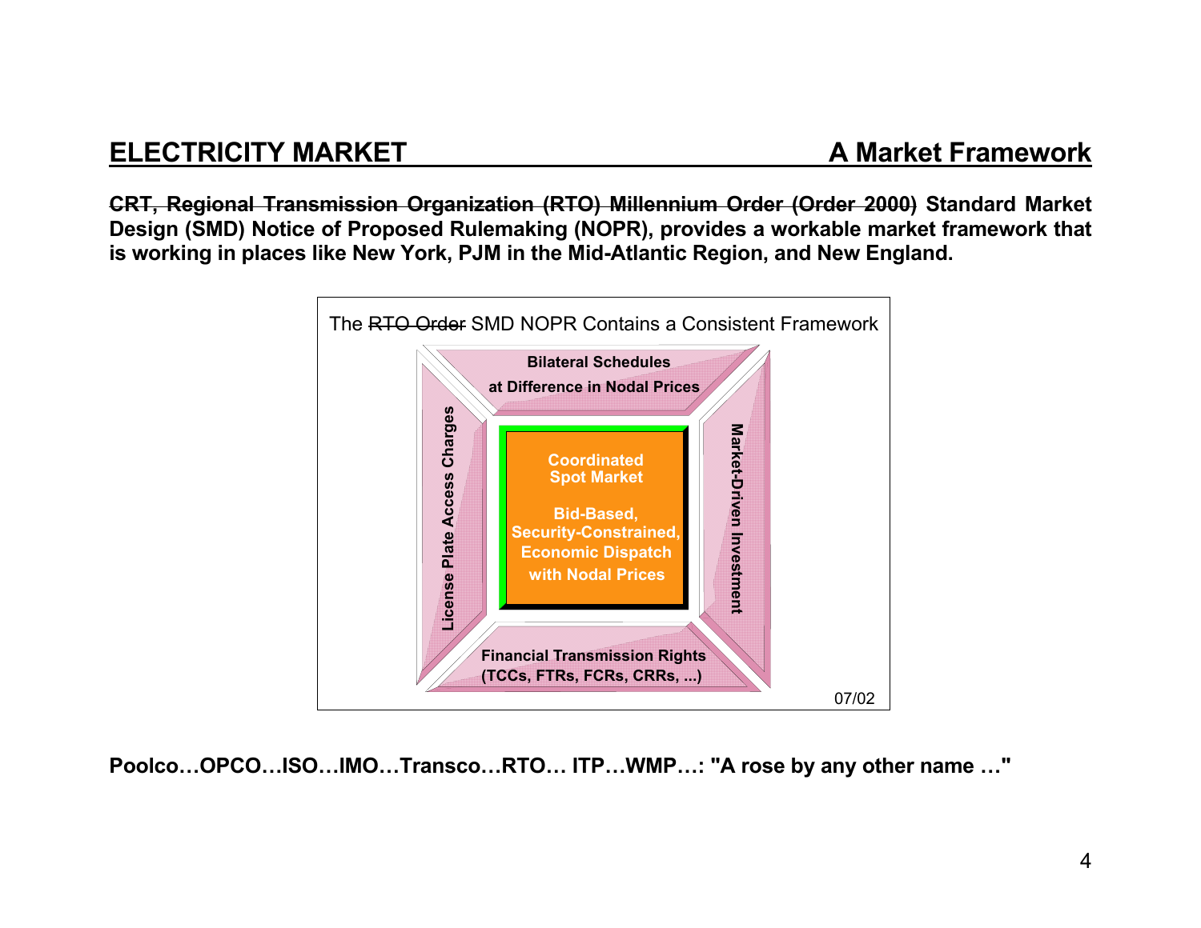## ELECTRICITY MARKET — A Market Framework

**~~CRT, Regional Transmission Organization (RTO) Millennium Order (Order 2000)~~ Standard Market Design (SMD) Notice of Proposed Rulemaking (NOPR), provides a workable market framework that is working in places like New York, PJM in the Mid-Atlantic Region, and New England.**

The ~~RTO Order~~ SMD NOPR Contains a Consistent Framework

**Bilateral Schedules at Difference in Nodal Prices**

**License Plate Access Charges**

**Coordinated Spot Market**

**Bid-Based, Security-Constrained, Economic Dispatch with Nodal Prices**

**Market-Driven Investment**

**Financial Transmission Rights (TCCs, FTRs, FCRs, CRRs, ...)**

07/02

**Poolco…OPCO…ISO…IMO…Transco…RTO… ITP…WMP…: "A rose by any other name …"**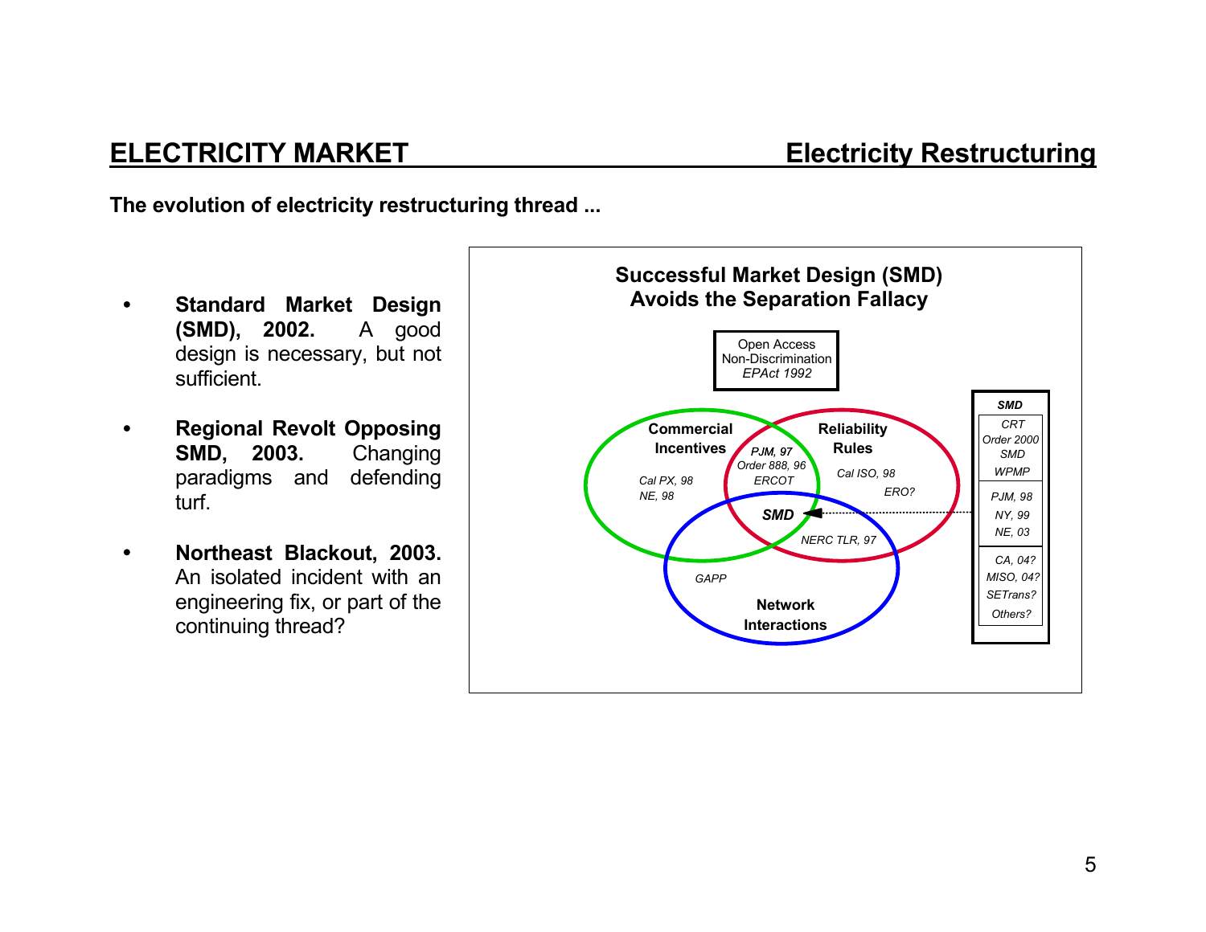# ELECTRICITY MARKET — Electricity Restructuring

**The evolution of electricity restructuring thread ...**

- **Standard Market Design (SMD), 2002.** A good design is necessary, but not sufficient.
- **Regional Revolt Opposing SMD, 2003.** Changing paradigms and defending turf.
- **Northeast Blackout, 2003.** An isolated incident with an engineering fix, or part of the continuing thread?

**Successful Market Design (SMD) Avoids the Separation Fallacy**

Open Access
Non-Discrimination
*EPAct 1992*

**Commercial Incentives**
*Cal PX, 98*
*NE, 98*

**Reliability Rules**
*Cal ISO, 98*
*ERO?*

*PJM, 97*
*Order 888, 96*
*ERCOT*

***SMD***

*NERC TLR, 97*

*GAPP*

**Network Interactions**

***SMD***
- *CRT*
- *Order 2000*
- *SMD*
- *WPMP*
- *PJM, 98*
- *NY, 99*
- *NE, 03*
- *CA, 04?*
- *MISO, 04?*
- *SETrans?*
- *Others?*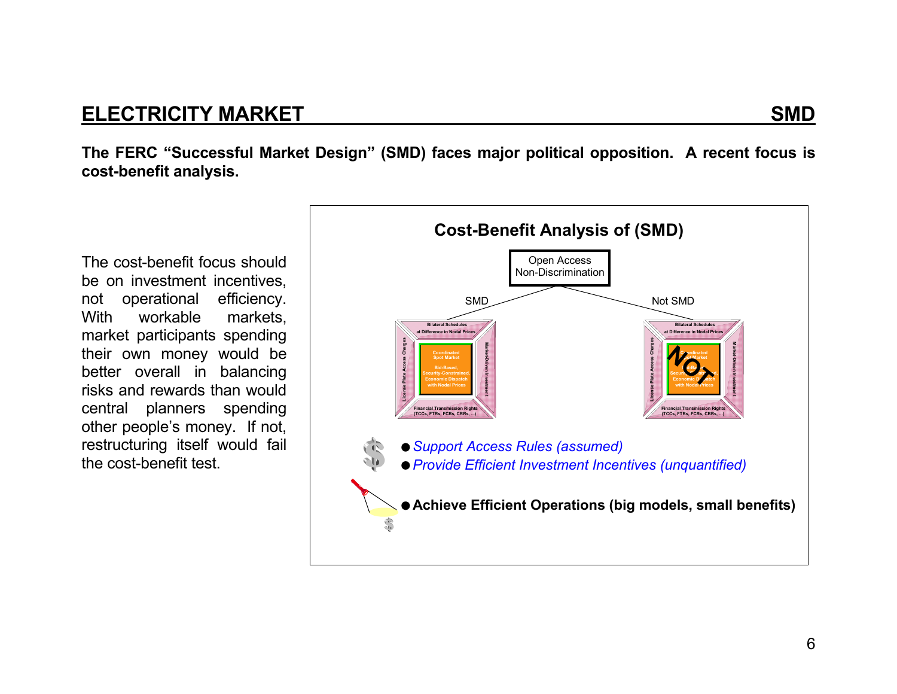## ELECTRICITY MARKET SMD

**The FERC "Successful Market Design" (SMD) faces major political opposition. A recent focus is cost-benefit analysis.**

The cost-benefit focus should be on investment incentives, not operational efficiency. With workable markets, market participants spending their own money would be better overall in balancing risks and rewards than would central planners spending other people's money. If not, restructuring itself would fail the cost-benefit test.

### Cost-Benefit Analysis of (SMD)

Open Access Non-Discrimination

SMD | Not SMD

- *Support Access Rules (assumed)*
- *Provide Efficient Investment Incentives (unquantified)*
- **Achieve Efficient Operations (big models, small benefits)**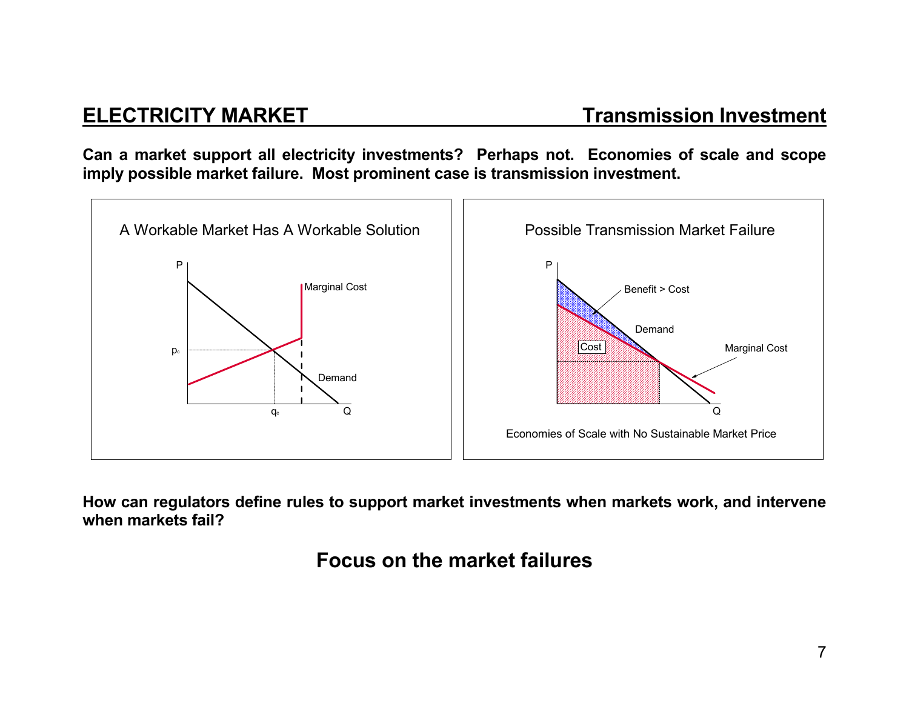## ELECTRICITY MARKET — Transmission Investment

**Can a market support all electricity investments? Perhaps not. Economies of scale and scope imply possible market failure. Most prominent case is transmission investment.**

A Workable Market Has A Workable Solution

P

Marginal Cost

$p_c$

Demand

$q_c$

Q

Possible Transmission Market Failure

P

Benefit > Cost

Demand

Cost

Marginal Cost

Q

Economies of Scale with No Sustainable Market Price

**How can regulators define rules to support market investments when markets work, and intervene when markets fail?**

**Focus on the market failures**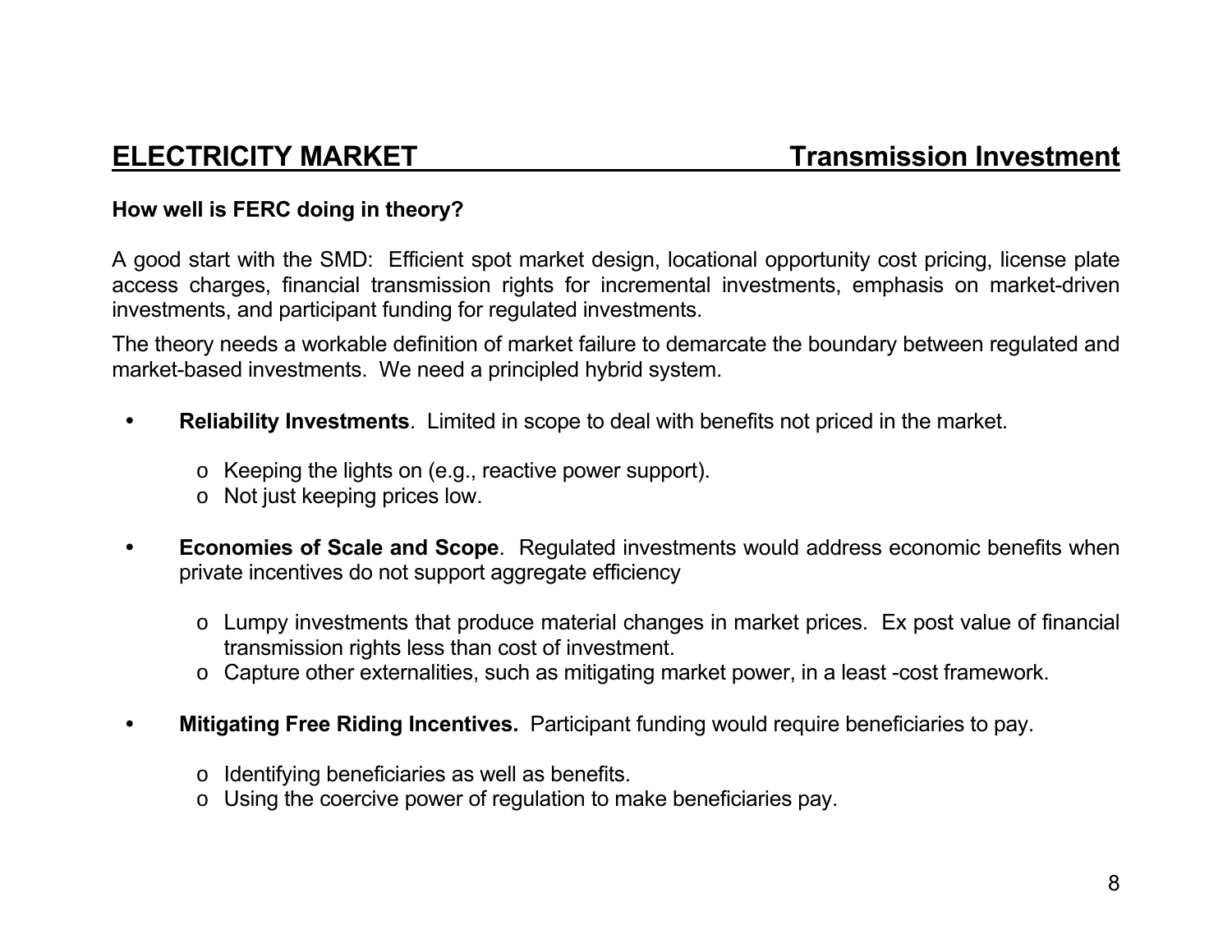## ELECTRICITY MARKET — Transmission Investment

**How well is FERC doing in theory?**

A good start with the SMD: Efficient spot market design, locational opportunity cost pricing, license plate access charges, financial transmission rights for incremental investments, emphasis on market-driven investments, and participant funding for regulated investments.

The theory needs a workable definition of market failure to demarcate the boundary between regulated and market-based investments. We need a principled hybrid system.

- **Reliability Investments**. Limited in scope to deal with benefits not priced in the market.
  - Keeping the lights on (e.g., reactive power support).
  - Not just keeping prices low.

- **Economies of Scale and Scope**. Regulated investments would address economic benefits when private incentives do not support aggregate efficiency
  - Lumpy investments that produce material changes in market prices. Ex post value of financial transmission rights less than cost of investment.
  - Capture other externalities, such as mitigating market power, in a least -cost framework.

- **Mitigating Free Riding Incentives.** Participant funding would require beneficiaries to pay.
  - Identifying beneficiaries as well as benefits.
  - Using the coercive power of regulation to make beneficiaries pay.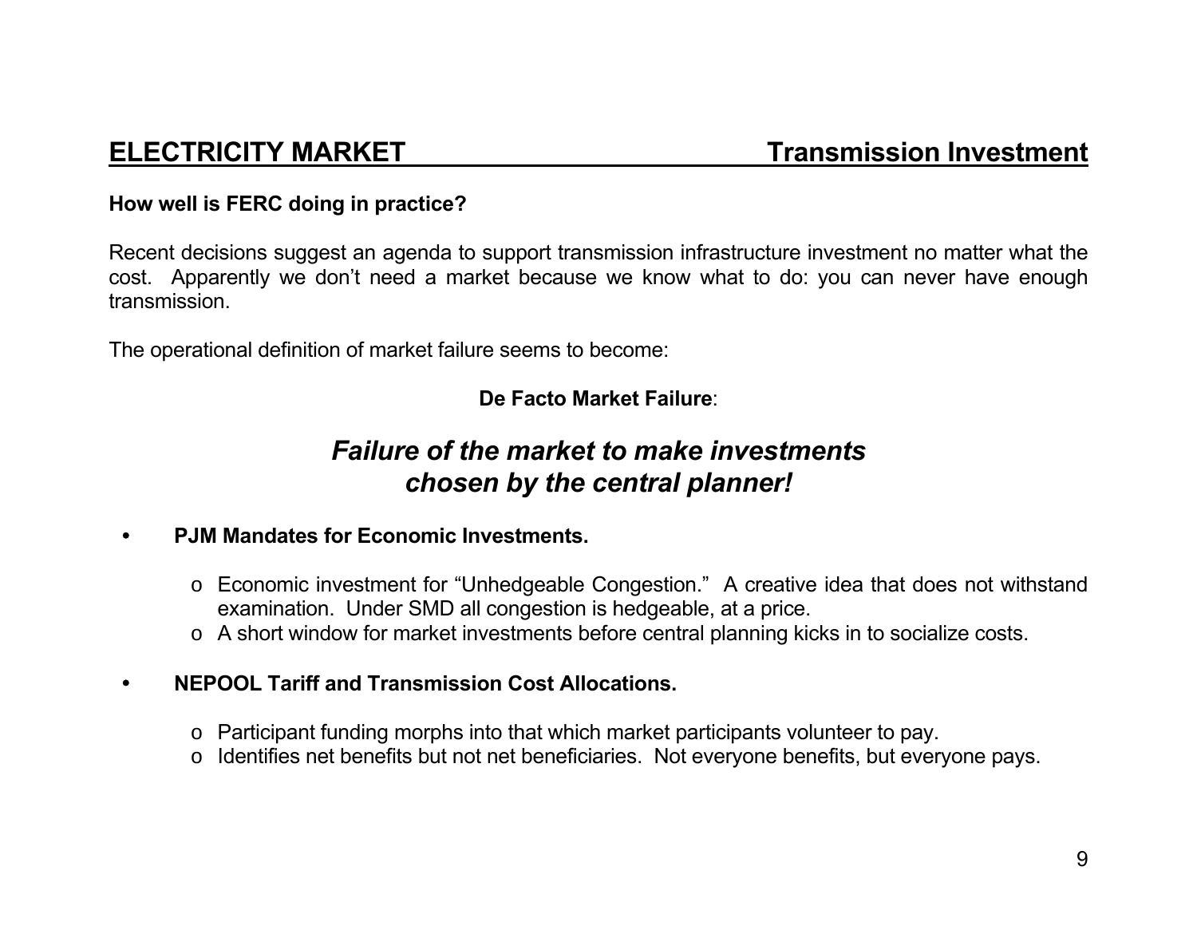## ELECTRICITY MARKET — Transmission Investment

**How well is FERC doing in practice?**

Recent decisions suggest an agenda to support transmission infrastructure investment no matter what the cost. Apparently we don't need a market because we know what to do: you can never have enough transmission.

The operational definition of market failure seems to become:

**De Facto Market Failure**:

***Failure of the market to make investments chosen by the central planner!***

- **PJM Mandates for Economic Investments.**
  - Economic investment for "Unhedgeable Congestion." A creative idea that does not withstand examination. Under SMD all congestion is hedgeable, at a price.
  - A short window for market investments before central planning kicks in to socialize costs.

- **NEPOOL Tariff and Transmission Cost Allocations.**
  - Participant funding morphs into that which market participants volunteer to pay.
  - Identifies net benefits but not net beneficiaries. Not everyone benefits, but everyone pays.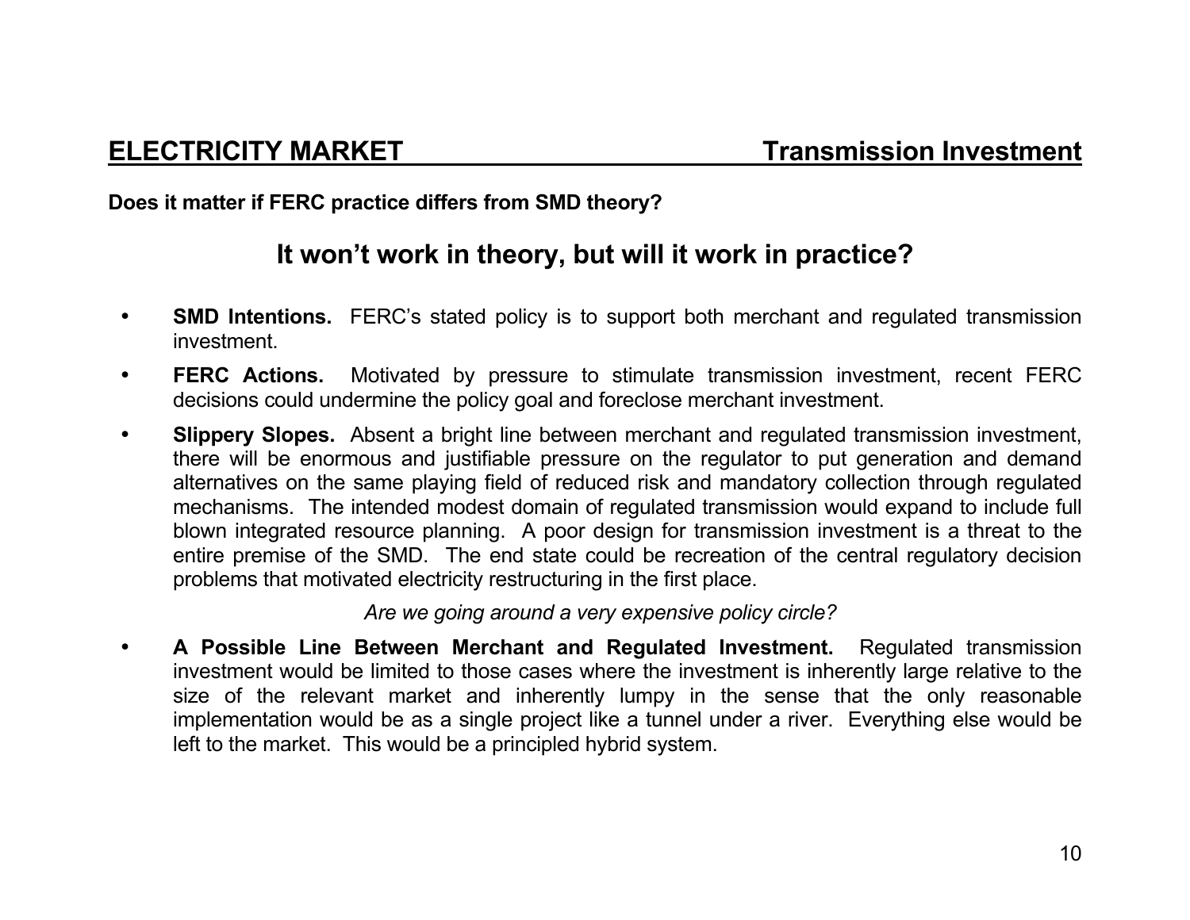## ELECTRICITY MARKET — Transmission Investment

**Does it matter if FERC practice differs from SMD theory?**

### It won't work in theory, but will it work in practice?

- **SMD Intentions.** FERC's stated policy is to support both merchant and regulated transmission investment.
- **FERC Actions.** Motivated by pressure to stimulate transmission investment, recent FERC decisions could undermine the policy goal and foreclose merchant investment.
- **Slippery Slopes.** Absent a bright line between merchant and regulated transmission investment, there will be enormous and justifiable pressure on the regulator to put generation and demand alternatives on the same playing field of reduced risk and mandatory collection through regulated mechanisms. The intended modest domain of regulated transmission would expand to include full blown integrated resource planning. A poor design for transmission investment is a threat to the entire premise of the SMD. The end state could be recreation of the central regulatory decision problems that motivated electricity restructuring in the first place.

  *Are we going around a very expensive policy circle?*

- **A Possible Line Between Merchant and Regulated Investment.** Regulated transmission investment would be limited to those cases where the investment is inherently large relative to the size of the relevant market and inherently lumpy in the sense that the only reasonable implementation would be as a single project like a tunnel under a river. Everything else would be left to the market. This would be a principled hybrid system.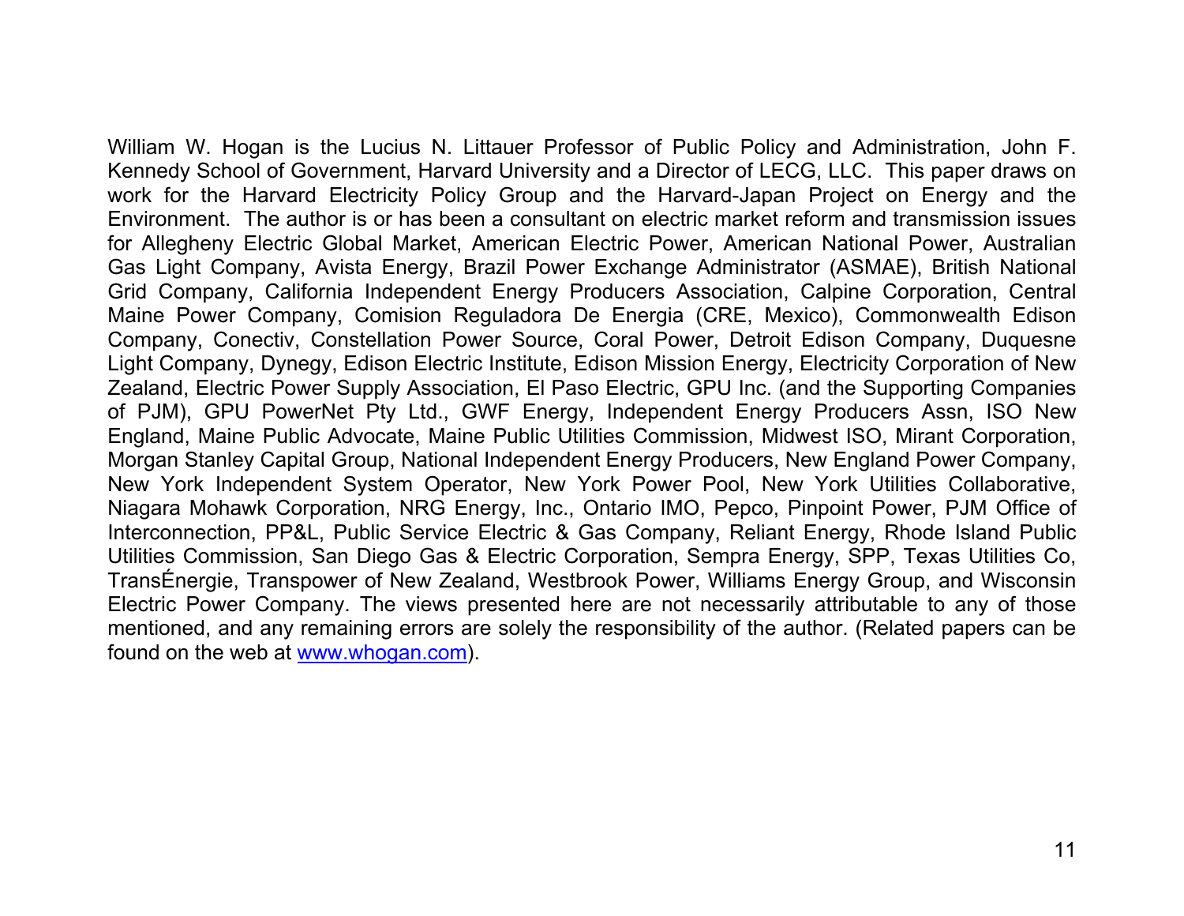William W. Hogan is the Lucius N. Littauer Professor of Public Policy and Administration, John F. Kennedy School of Government, Harvard University and a Director of LECG, LLC. This paper draws on work for the Harvard Electricity Policy Group and the Harvard-Japan Project on Energy and the Environment. The author is or has been a consultant on electric market reform and transmission issues for Allegheny Electric Global Market, American Electric Power, American National Power, Australian Gas Light Company, Avista Energy, Brazil Power Exchange Administrator (ASMAE), British National Grid Company, California Independent Energy Producers Association, Calpine Corporation, Central Maine Power Company, Comision Reguladora De Energia (CRE, Mexico), Commonwealth Edison Company, Conectiv, Constellation Power Source, Coral Power, Detroit Edison Company, Duquesne Light Company, Dynegy, Edison Electric Institute, Edison Mission Energy, Electricity Corporation of New Zealand, Electric Power Supply Association, El Paso Electric, GPU Inc. (and the Supporting Companies of PJM), GPU PowerNet Pty Ltd., GWF Energy, Independent Energy Producers Assn, ISO New England, Maine Public Advocate, Maine Public Utilities Commission, Midwest ISO, Mirant Corporation, Morgan Stanley Capital Group, National Independent Energy Producers, New England Power Company, New York Independent System Operator, New York Power Pool, New York Utilities Collaborative, Niagara Mohawk Corporation, NRG Energy, Inc., Ontario IMO, Pepco, Pinpoint Power, PJM Office of Interconnection, PP&L, Public Service Electric & Gas Company, Reliant Energy, Rhode Island Public Utilities Commission, San Diego Gas & Electric Corporation, Sempra Energy, SPP, Texas Utilities Co, TransÉnergie, Transpower of New Zealand, Westbrook Power, Williams Energy Group, and Wisconsin Electric Power Company. The views presented here are not necessarily attributable to any of those mentioned, and any remaining errors are solely the responsibility of the author. (Related papers can be found on the web at [www.whogan.com](http://www.whogan.com)).